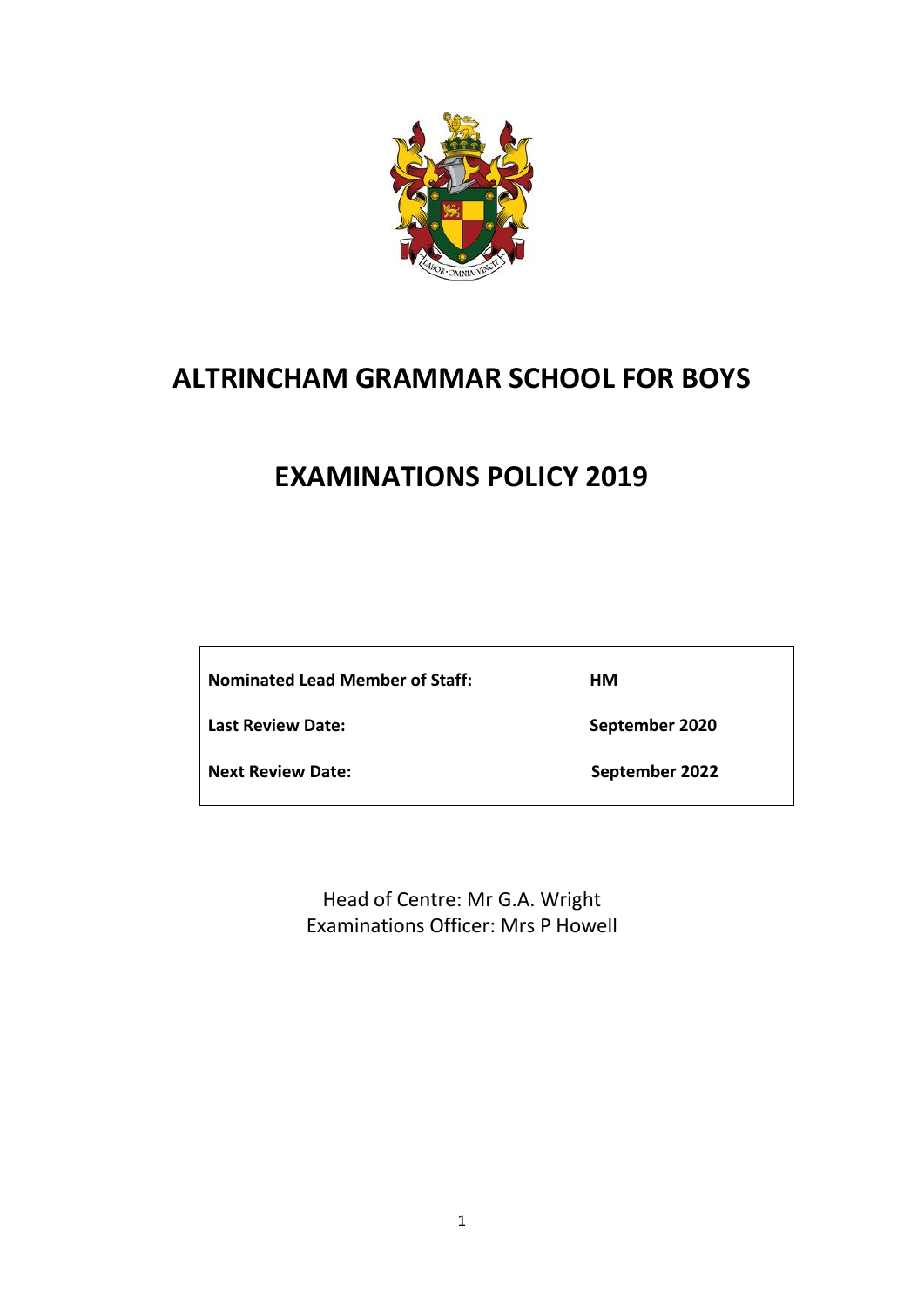# ALTRINCHAM GRAMMAR SCHOOL FOR BOYS

# EXAMINATIONS POLICY 2019

| | |
|---|---|
| **Nominated Lead Member of Staff:** | **HM** |
| **Last Review Date:** | **September 2020** |
| **Next Review Date:** | **September 2022** |

Head of Centre: Mr G.A. Wright
Examinations Officer: Mrs P Howell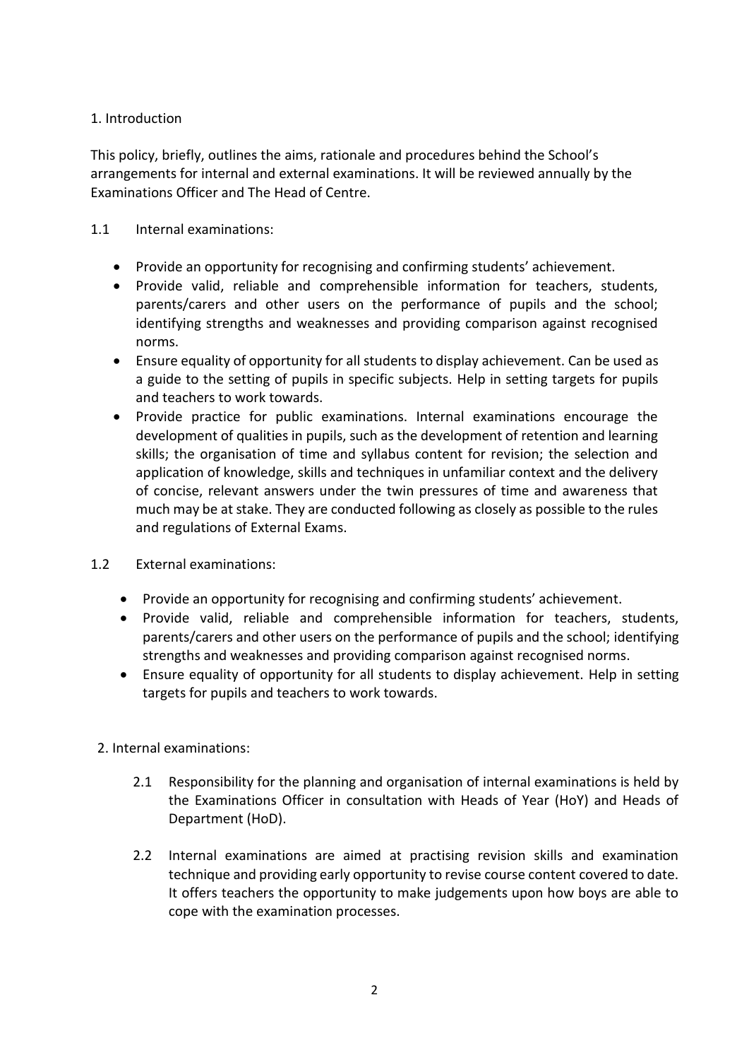## 1. Introduction

This policy, briefly, outlines the aims, rationale and procedures behind the School's arrangements for internal and external examinations. It will be reviewed annually by the Examinations Officer and The Head of Centre.

### 1.1 Internal examinations:

- Provide an opportunity for recognising and confirming students' achievement.
- Provide valid, reliable and comprehensible information for teachers, students, parents/carers and other users on the performance of pupils and the school; identifying strengths and weaknesses and providing comparison against recognised norms.
- Ensure equality of opportunity for all students to display achievement. Can be used as a guide to the setting of pupils in specific subjects. Help in setting targets for pupils and teachers to work towards.
- Provide practice for public examinations. Internal examinations encourage the development of qualities in pupils, such as the development of retention and learning skills; the organisation of time and syllabus content for revision; the selection and application of knowledge, skills and techniques in unfamiliar context and the delivery of concise, relevant answers under the twin pressures of time and awareness that much may be at stake. They are conducted following as closely as possible to the rules and regulations of External Exams.

### 1.2 External examinations:

- Provide an opportunity for recognising and confirming students' achievement.
- Provide valid, reliable and comprehensible information for teachers, students, parents/carers and other users on the performance of pupils and the school; identifying strengths and weaknesses and providing comparison against recognised norms.
- Ensure equality of opportunity for all students to display achievement. Help in setting targets for pupils and teachers to work towards.

## 2. Internal examinations:

2.1 Responsibility for the planning and organisation of internal examinations is held by the Examinations Officer in consultation with Heads of Year (HoY) and Heads of Department (HoD).

2.2 Internal examinations are aimed at practising revision skills and examination technique and providing early opportunity to revise course content covered to date. It offers teachers the opportunity to make judgements upon how boys are able to cope with the examination processes.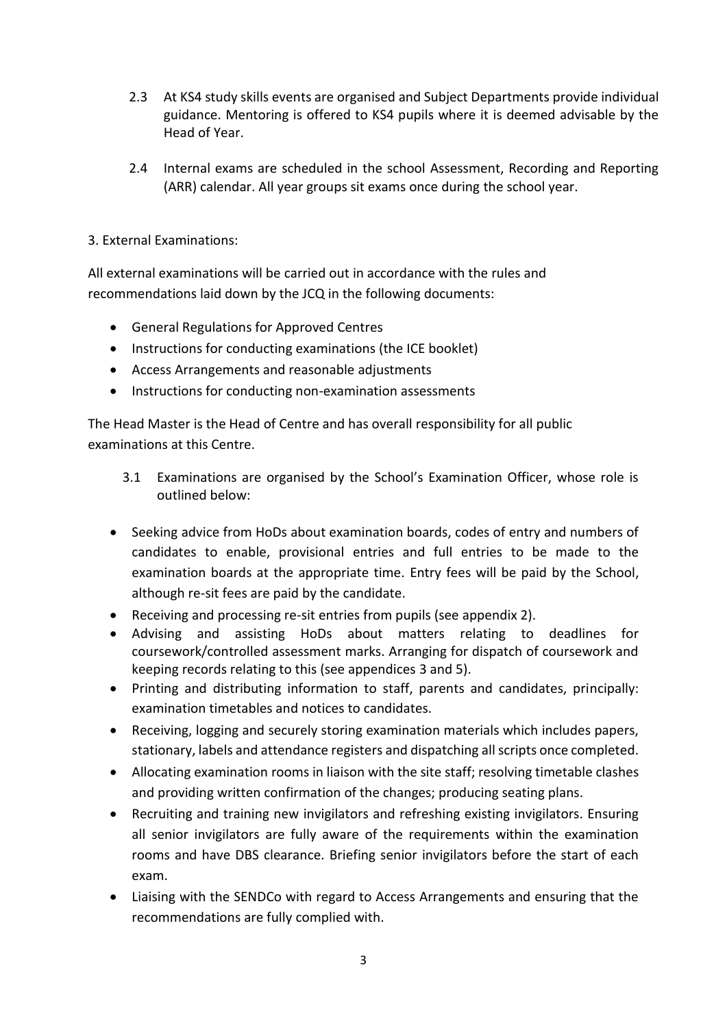2.3 At KS4 study skills events are organised and Subject Departments provide individual guidance. Mentoring is offered to KS4 pupils where it is deemed advisable by the Head of Year.

2.4 Internal exams are scheduled in the school Assessment, Recording and Reporting (ARR) calendar. All year groups sit exams once during the school year.

3. External Examinations:

All external examinations will be carried out in accordance with the rules and recommendations laid down by the JCQ in the following documents:

- General Regulations for Approved Centres
- Instructions for conducting examinations (the ICE booklet)
- Access Arrangements and reasonable adjustments
- Instructions for conducting non-examination assessments

The Head Master is the Head of Centre and has overall responsibility for all public examinations at this Centre.

3.1 Examinations are organised by the School's Examination Officer, whose role is outlined below:

- Seeking advice from HoDs about examination boards, codes of entry and numbers of candidates to enable, provisional entries and full entries to be made to the examination boards at the appropriate time. Entry fees will be paid by the School, although re-sit fees are paid by the candidate.
- Receiving and processing re-sit entries from pupils (see appendix 2).
- Advising and assisting HoDs about matters relating to deadlines for coursework/controlled assessment marks. Arranging for dispatch of coursework and keeping records relating to this (see appendices 3 and 5).
- Printing and distributing information to staff, parents and candidates, principally: examination timetables and notices to candidates.
- Receiving, logging and securely storing examination materials which includes papers, stationary, labels and attendance registers and dispatching all scripts once completed.
- Allocating examination rooms in liaison with the site staff; resolving timetable clashes and providing written confirmation of the changes; producing seating plans.
- Recruiting and training new invigilators and refreshing existing invigilators. Ensuring all senior invigilators are fully aware of the requirements within the examination rooms and have DBS clearance. Briefing senior invigilators before the start of each exam.
- Liaising with the SENDCo with regard to Access Arrangements and ensuring that the recommendations are fully complied with.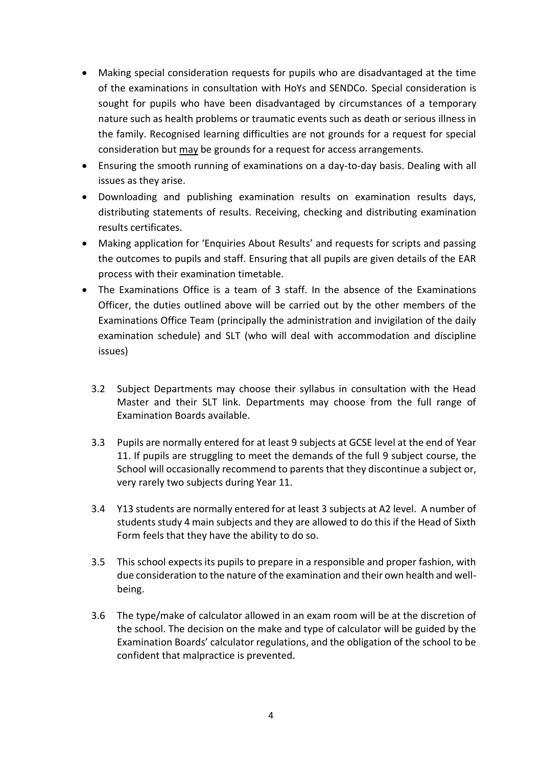- Making special consideration requests for pupils who are disadvantaged at the time of the examinations in consultation with HoYs and SENDCo. Special consideration is sought for pupils who have been disadvantaged by circumstances of a temporary nature such as health problems or traumatic events such as death or serious illness in the family. Recognised learning difficulties are not grounds for a request for special consideration but <u>may</u> be grounds for a request for access arrangements.
- Ensuring the smooth running of examinations on a day-to-day basis. Dealing with all issues as they arise.
- Downloading and publishing examination results on examination results days, distributing statements of results. Receiving, checking and distributing examination results certificates.
- Making application for 'Enquiries About Results' and requests for scripts and passing the outcomes to pupils and staff. Ensuring that all pupils are given details of the EAR process with their examination timetable.
- The Examinations Office is a team of 3 staff. In the absence of the Examinations Officer, the duties outlined above will be carried out by the other members of the Examinations Office Team (principally the administration and invigilation of the daily examination schedule) and SLT (who will deal with accommodation and discipline issues)

3.2 Subject Departments may choose their syllabus in consultation with the Head Master and their SLT link. Departments may choose from the full range of Examination Boards available.

3.3 Pupils are normally entered for at least 9 subjects at GCSE level at the end of Year 11. If pupils are struggling to meet the demands of the full 9 subject course, the School will occasionally recommend to parents that they discontinue a subject or, very rarely two subjects during Year 11.

3.4 Y13 students are normally entered for at least 3 subjects at A2 level. A number of students study 4 main subjects and they are allowed to do this if the Head of Sixth Form feels that they have the ability to do so.

3.5 This school expects its pupils to prepare in a responsible and proper fashion, with due consideration to the nature of the examination and their own health and well-being.

3.6 The type/make of calculator allowed in an exam room will be at the discretion of the school. The decision on the make and type of calculator will be guided by the Examination Boards' calculator regulations, and the obligation of the school to be confident that malpractice is prevented.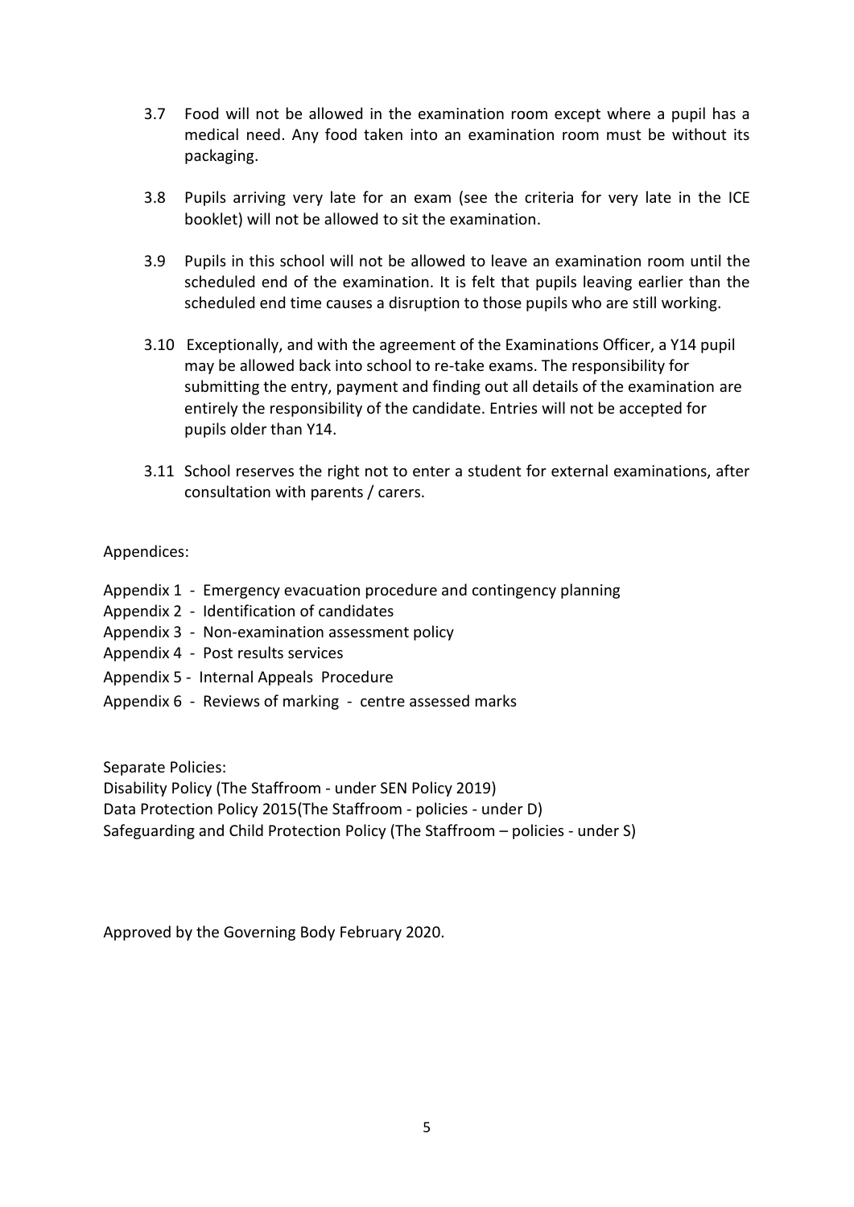3.7 Food will not be allowed in the examination room except where a pupil has a medical need. Any food taken into an examination room must be without its packaging.

3.8 Pupils arriving very late for an exam (see the criteria for very late in the ICE booklet) will not be allowed to sit the examination.

3.9 Pupils in this school will not be allowed to leave an examination room until the scheduled end of the examination. It is felt that pupils leaving earlier than the scheduled end time causes a disruption to those pupils who are still working.

3.10 Exceptionally, and with the agreement of the Examinations Officer, a Y14 pupil may be allowed back into school to re-take exams. The responsibility for submitting the entry, payment and finding out all details of the examination are entirely the responsibility of the candidate. Entries will not be accepted for pupils older than Y14.

3.11 School reserves the right not to enter a student for external examinations, after consultation with parents / carers.

Appendices:

Appendix 1 - Emergency evacuation procedure and contingency planning
Appendix 2 - Identification of candidates
Appendix 3 - Non-examination assessment policy
Appendix 4 - Post results services
Appendix 5 - Internal Appeals Procedure
Appendix 6 - Reviews of marking - centre assessed marks

Separate Policies:
Disability Policy (The Staffroom - under SEN Policy 2019)
Data Protection Policy 2015(The Staffroom - policies - under D)
Safeguarding and Child Protection Policy (The Staffroom – policies - under S)

Approved by the Governing Body February 2020.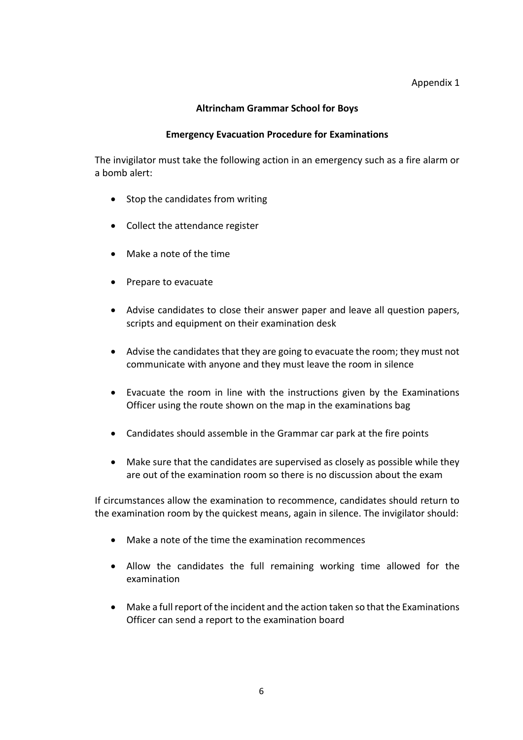Appendix 1

**Altrincham Grammar School for Boys**

**Emergency Evacuation Procedure for Examinations**

The invigilator must take the following action in an emergency such as a fire alarm or a bomb alert:

- Stop the candidates from writing
- Collect the attendance register
- Make a note of the time
- Prepare to evacuate
- Advise candidates to close their answer paper and leave all question papers, scripts and equipment on their examination desk
- Advise the candidates that they are going to evacuate the room; they must not communicate with anyone and they must leave the room in silence
- Evacuate the room in line with the instructions given by the Examinations Officer using the route shown on the map in the examinations bag
- Candidates should assemble in the Grammar car park at the fire points
- Make sure that the candidates are supervised as closely as possible while they are out of the examination room so there is no discussion about the exam

If circumstances allow the examination to recommence, candidates should return to the examination room by the quickest means, again in silence. The invigilator should:

- Make a note of the time the examination recommences
- Allow the candidates the full remaining working time allowed for the examination
- Make a full report of the incident and the action taken so that the Examinations Officer can send a report to the examination board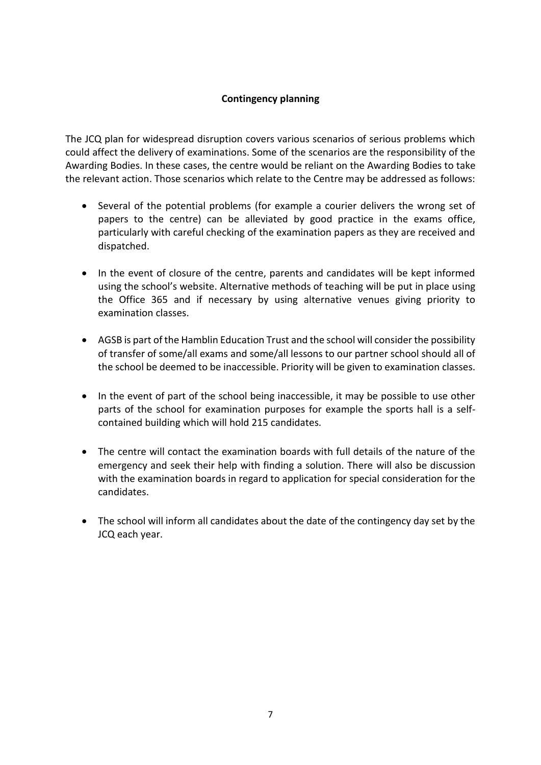**Contingency planning**

The JCQ plan for widespread disruption covers various scenarios of serious problems which could affect the delivery of examinations. Some of the scenarios are the responsibility of the Awarding Bodies. In these cases, the centre would be reliant on the Awarding Bodies to take the relevant action. Those scenarios which relate to the Centre may be addressed as follows:

- Several of the potential problems (for example a courier delivers the wrong set of papers to the centre) can be alleviated by good practice in the exams office, particularly with careful checking of the examination papers as they are received and dispatched.

- In the event of closure of the centre, parents and candidates will be kept informed using the school's website. Alternative methods of teaching will be put in place using the Office 365 and if necessary by using alternative venues giving priority to examination classes.

- AGSB is part of the Hamblin Education Trust and the school will consider the possibility of transfer of some/all exams and some/all lessons to our partner school should all of the school be deemed to be inaccessible. Priority will be given to examination classes.

- In the event of part of the school being inaccessible, it may be possible to use other parts of the school for examination purposes for example the sports hall is a self-contained building which will hold 215 candidates.

- The centre will contact the examination boards with full details of the nature of the emergency and seek their help with finding a solution. There will also be discussion with the examination boards in regard to application for special consideration for the candidates.

- The school will inform all candidates about the date of the contingency day set by the JCQ each year.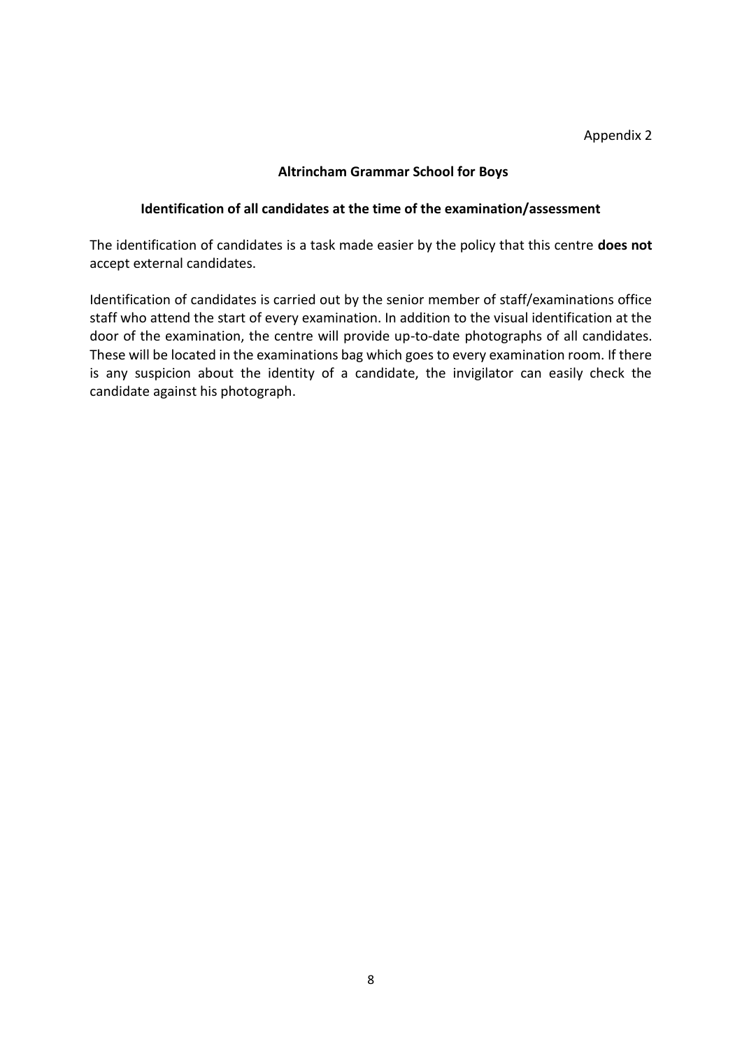Appendix 2

## Altrincham Grammar School for Boys

### Identification of all candidates at the time of the examination/assessment

The identification of candidates is a task made easier by the policy that this centre **does not** accept external candidates.

Identification of candidates is carried out by the senior member of staff/examinations office staff who attend the start of every examination. In addition to the visual identification at the door of the examination, the centre will provide up-to-date photographs of all candidates. These will be located in the examinations bag which goes to every examination room. If there is any suspicion about the identity of a candidate, the invigilator can easily check the candidate against his photograph.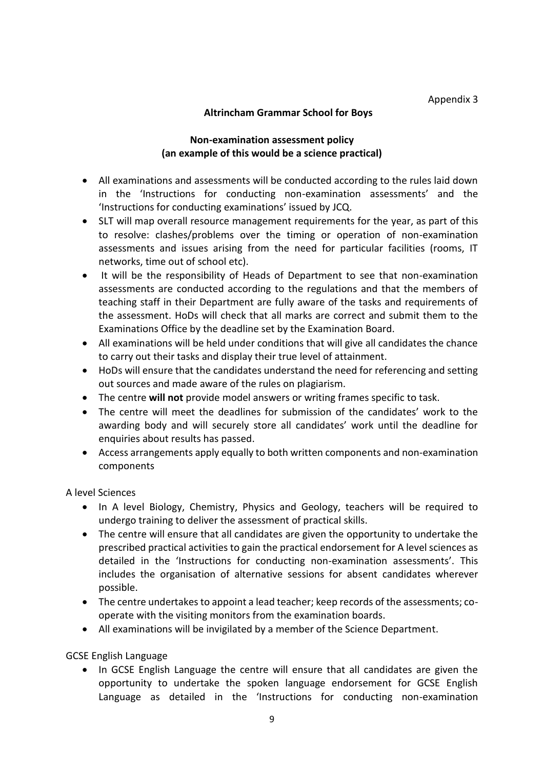Appendix 3

**Altrincham Grammar School for Boys**

**Non-examination assessment policy**
**(an example of this would be a science practical)**

- All examinations and assessments will be conducted according to the rules laid down in the 'Instructions for conducting non-examination assessments' and the 'Instructions for conducting examinations' issued by JCQ.
- SLT will map overall resource management requirements for the year, as part of this to resolve: clashes/problems over the timing or operation of non-examination assessments and issues arising from the need for particular facilities (rooms, IT networks, time out of school etc).
- It will be the responsibility of Heads of Department to see that non-examination assessments are conducted according to the regulations and that the members of teaching staff in their Department are fully aware of the tasks and requirements of the assessment. HoDs will check that all marks are correct and submit them to the Examinations Office by the deadline set by the Examination Board.
- All examinations will be held under conditions that will give all candidates the chance to carry out their tasks and display their true level of attainment.
- HoDs will ensure that the candidates understand the need for referencing and setting out sources and made aware of the rules on plagiarism.
- The centre **will not** provide model answers or writing frames specific to task.
- The centre will meet the deadlines for submission of the candidates' work to the awarding body and will securely store all candidates' work until the deadline for enquiries about results has passed.
- Access arrangements apply equally to both written components and non-examination components

A level Sciences

- In A level Biology, Chemistry, Physics and Geology, teachers will be required to undergo training to deliver the assessment of practical skills.
- The centre will ensure that all candidates are given the opportunity to undertake the prescribed practical activities to gain the practical endorsement for A level sciences as detailed in the 'Instructions for conducting non-examination assessments'. This includes the organisation of alternative sessions for absent candidates wherever possible.
- The centre undertakes to appoint a lead teacher; keep records of the assessments; co-operate with the visiting monitors from the examination boards.
- All examinations will be invigilated by a member of the Science Department.

GCSE English Language

- In GCSE English Language the centre will ensure that all candidates are given the opportunity to undertake the spoken language endorsement for GCSE English Language as detailed in the 'Instructions for conducting non-examination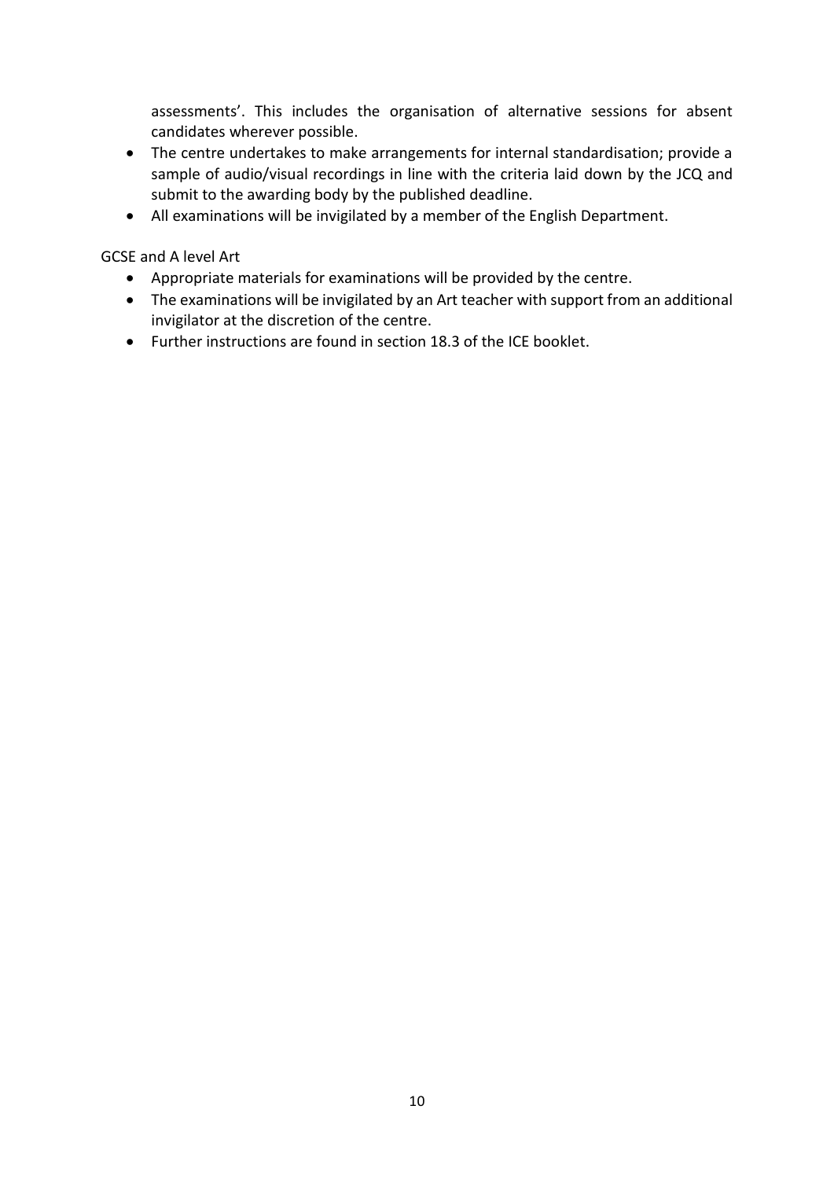assessments'. This includes the organisation of alternative sessions for absent candidates wherever possible.

- The centre undertakes to make arrangements for internal standardisation; provide a sample of audio/visual recordings in line with the criteria laid down by the JCQ and submit to the awarding body by the published deadline.
- All examinations will be invigilated by a member of the English Department.

GCSE and A level Art

- Appropriate materials for examinations will be provided by the centre.
- The examinations will be invigilated by an Art teacher with support from an additional invigilator at the discretion of the centre.
- Further instructions are found in section 18.3 of the ICE booklet.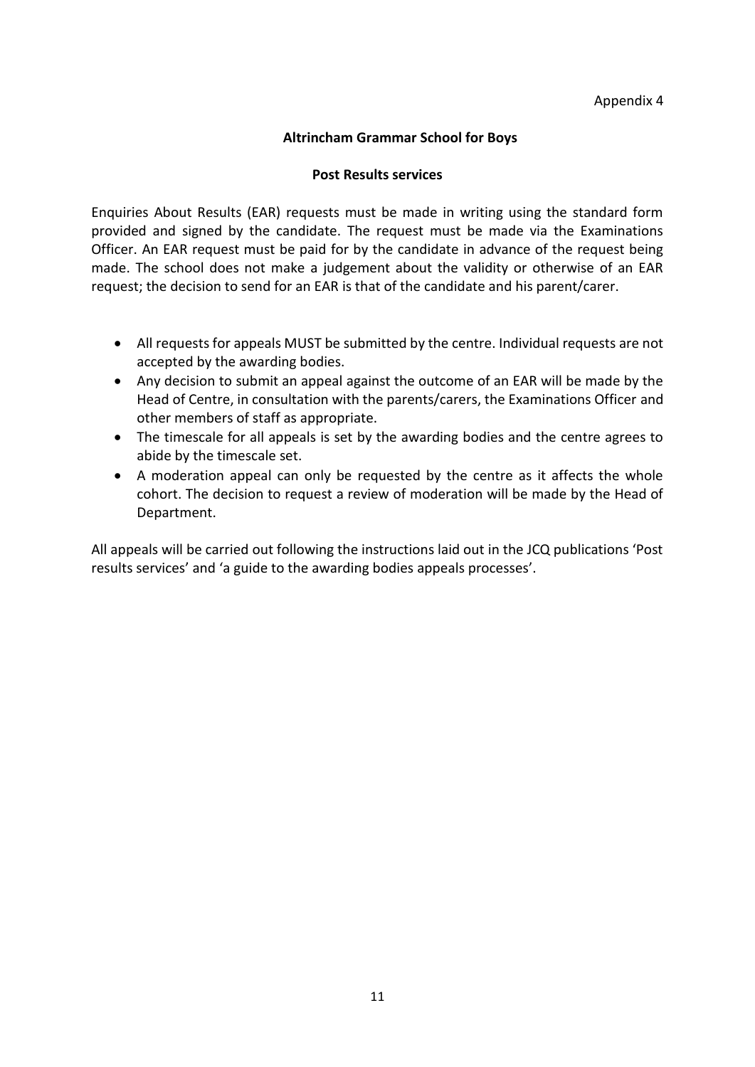Appendix 4

**Altrincham Grammar School for Boys**

**Post Results services**

Enquiries About Results (EAR) requests must be made in writing using the standard form provided and signed by the candidate. The request must be made via the Examinations Officer. An EAR request must be paid for by the candidate in advance of the request being made. The school does not make a judgement about the validity or otherwise of an EAR request; the decision to send for an EAR is that of the candidate and his parent/carer.

- All requests for appeals MUST be submitted by the centre. Individual requests are not accepted by the awarding bodies.
- Any decision to submit an appeal against the outcome of an EAR will be made by the Head of Centre, in consultation with the parents/carers, the Examinations Officer and other members of staff as appropriate.
- The timescale for all appeals is set by the awarding bodies and the centre agrees to abide by the timescale set.
- A moderation appeal can only be requested by the centre as it affects the whole cohort. The decision to request a review of moderation will be made by the Head of Department.

All appeals will be carried out following the instructions laid out in the JCQ publications 'Post results services' and 'a guide to the awarding bodies appeals processes'.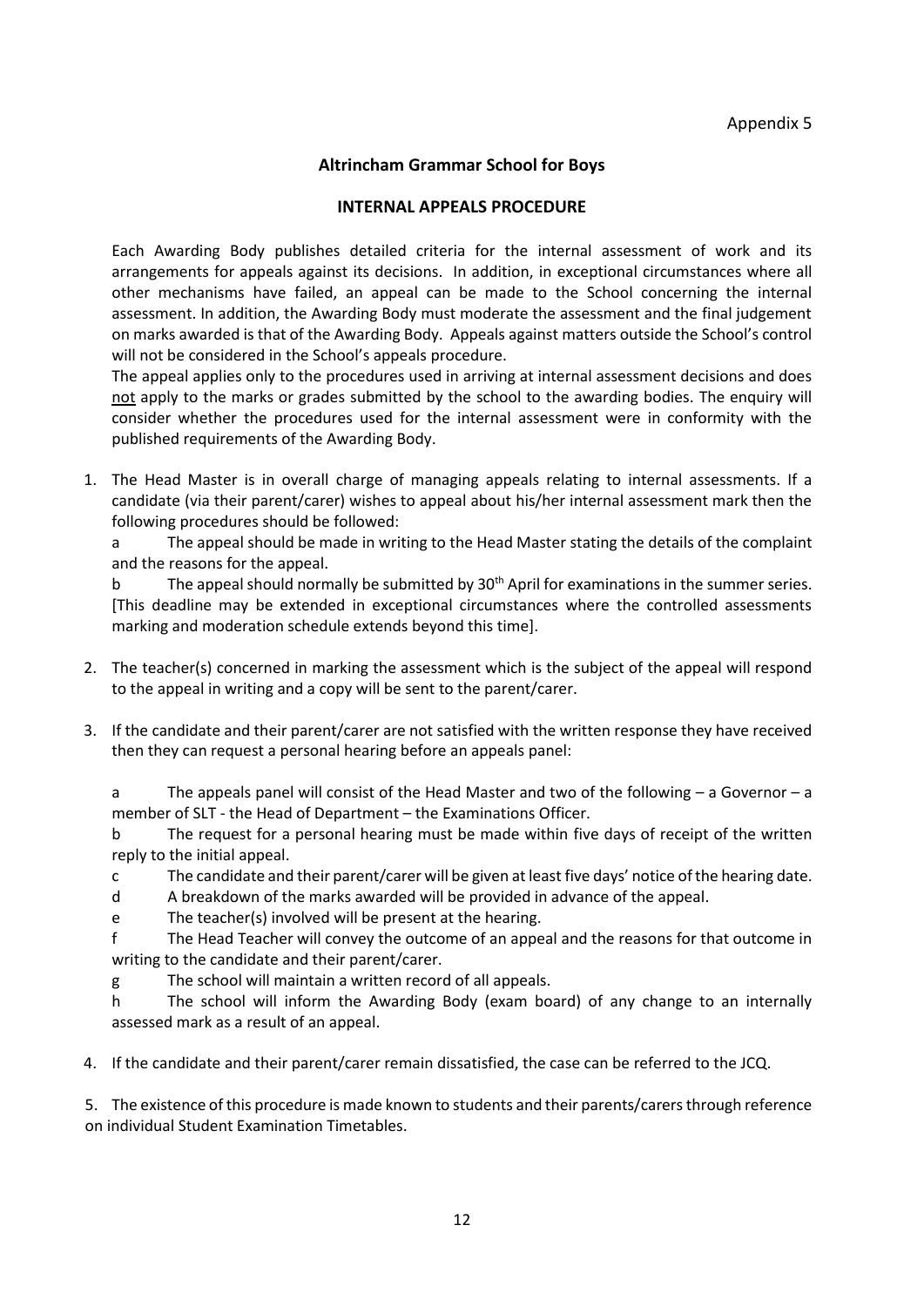Appendix 5

## Altrincham Grammar School for Boys

### INTERNAL APPEALS PROCEDURE

Each Awarding Body publishes detailed criteria for the internal assessment of work and its arrangements for appeals against its decisions. In addition, in exceptional circumstances where all other mechanisms have failed, an appeal can be made to the School concerning the internal assessment. In addition, the Awarding Body must moderate the assessment and the final judgement on marks awarded is that of the Awarding Body. Appeals against matters outside the School's control will not be considered in the School's appeals procedure.

The appeal applies only to the procedures used in arriving at internal assessment decisions and does not apply to the marks or grades submitted by the school to the awarding bodies. The enquiry will consider whether the procedures used for the internal assessment were in conformity with the published requirements of the Awarding Body.

1. The Head Master is in overall charge of managing appeals relating to internal assessments. If a candidate (via their parent/carer) wishes to appeal about his/her internal assessment mark then the following procedures should be followed:

   a The appeal should be made in writing to the Head Master stating the details of the complaint and the reasons for the appeal.

   b The appeal should normally be submitted by 30th April for examinations in the summer series. [This deadline may be extended in exceptional circumstances where the controlled assessments marking and moderation schedule extends beyond this time].

2. The teacher(s) concerned in marking the assessment which is the subject of the appeal will respond to the appeal in writing and a copy will be sent to the parent/carer.

3. If the candidate and their parent/carer are not satisfied with the written response they have received then they can request a personal hearing before an appeals panel:

   a The appeals panel will consist of the Head Master and two of the following – a Governor – a member of SLT - the Head of Department – the Examinations Officer.

   b The request for a personal hearing must be made within five days of receipt of the written reply to the initial appeal.

   c The candidate and their parent/carer will be given at least five days' notice of the hearing date.

   d A breakdown of the marks awarded will be provided in advance of the appeal.

   e The teacher(s) involved will be present at the hearing.

   f The Head Teacher will convey the outcome of an appeal and the reasons for that outcome in writing to the candidate and their parent/carer.

   g The school will maintain a written record of all appeals.

   h The school will inform the Awarding Body (exam board) of any change to an internally assessed mark as a result of an appeal.

4. If the candidate and their parent/carer remain dissatisfied, the case can be referred to the JCQ.

5. The existence of this procedure is made known to students and their parents/carers through reference on individual Student Examination Timetables.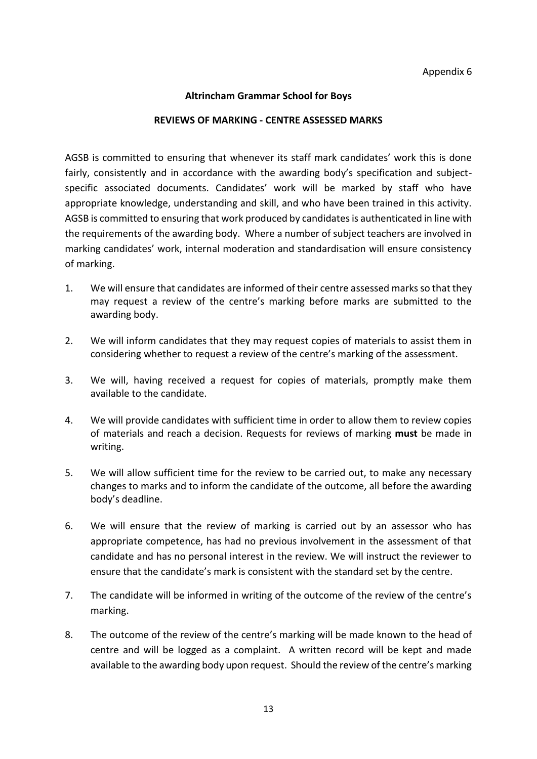Appendix 6

**Altrincham Grammar School for Boys**

**REVIEWS OF MARKING - CENTRE ASSESSED MARKS**

AGSB is committed to ensuring that whenever its staff mark candidates' work this is done fairly, consistently and in accordance with the awarding body's specification and subject-specific associated documents. Candidates' work will be marked by staff who have appropriate knowledge, understanding and skill, and who have been trained in this activity. AGSB is committed to ensuring that work produced by candidates is authenticated in line with the requirements of the awarding body. Where a number of subject teachers are involved in marking candidates' work, internal moderation and standardisation will ensure consistency of marking.

1. We will ensure that candidates are informed of their centre assessed marks so that they may request a review of the centre's marking before marks are submitted to the awarding body.

2. We will inform candidates that they may request copies of materials to assist them in considering whether to request a review of the centre's marking of the assessment.

3. We will, having received a request for copies of materials, promptly make them available to the candidate.

4. We will provide candidates with sufficient time in order to allow them to review copies of materials and reach a decision. Requests for reviews of marking **must** be made in writing.

5. We will allow sufficient time for the review to be carried out, to make any necessary changes to marks and to inform the candidate of the outcome, all before the awarding body's deadline.

6. We will ensure that the review of marking is carried out by an assessor who has appropriate competence, has had no previous involvement in the assessment of that candidate and has no personal interest in the review. We will instruct the reviewer to ensure that the candidate's mark is consistent with the standard set by the centre.

7. The candidate will be informed in writing of the outcome of the review of the centre's marking.

8. The outcome of the review of the centre's marking will be made known to the head of centre and will be logged as a complaint. A written record will be kept and made available to the awarding body upon request. Should the review of the centre's marking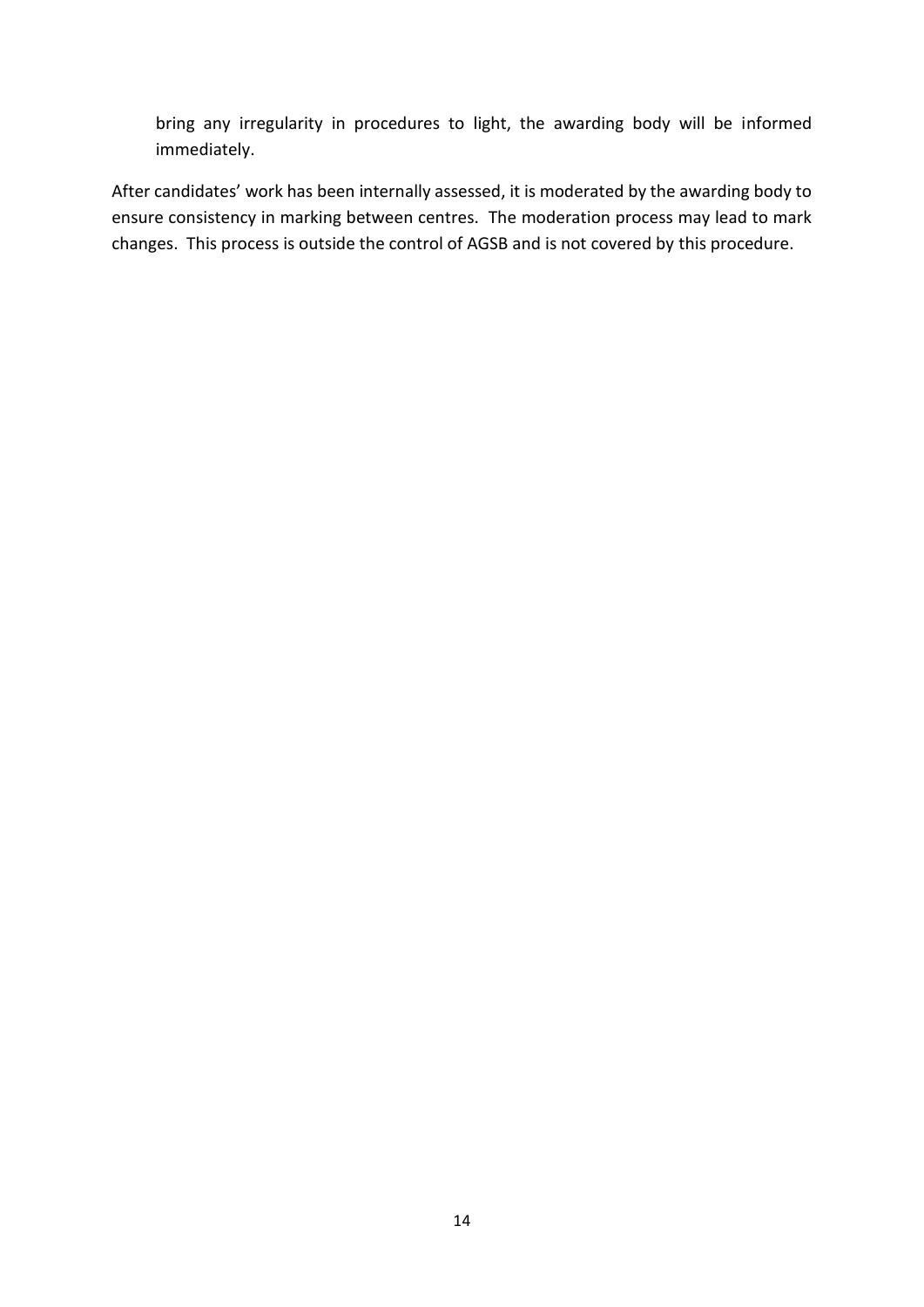bring any irregularity in procedures to light, the awarding body will be informed immediately.

After candidates' work has been internally assessed, it is moderated by the awarding body to ensure consistency in marking between centres. The moderation process may lead to mark changes. This process is outside the control of AGSB and is not covered by this procedure.